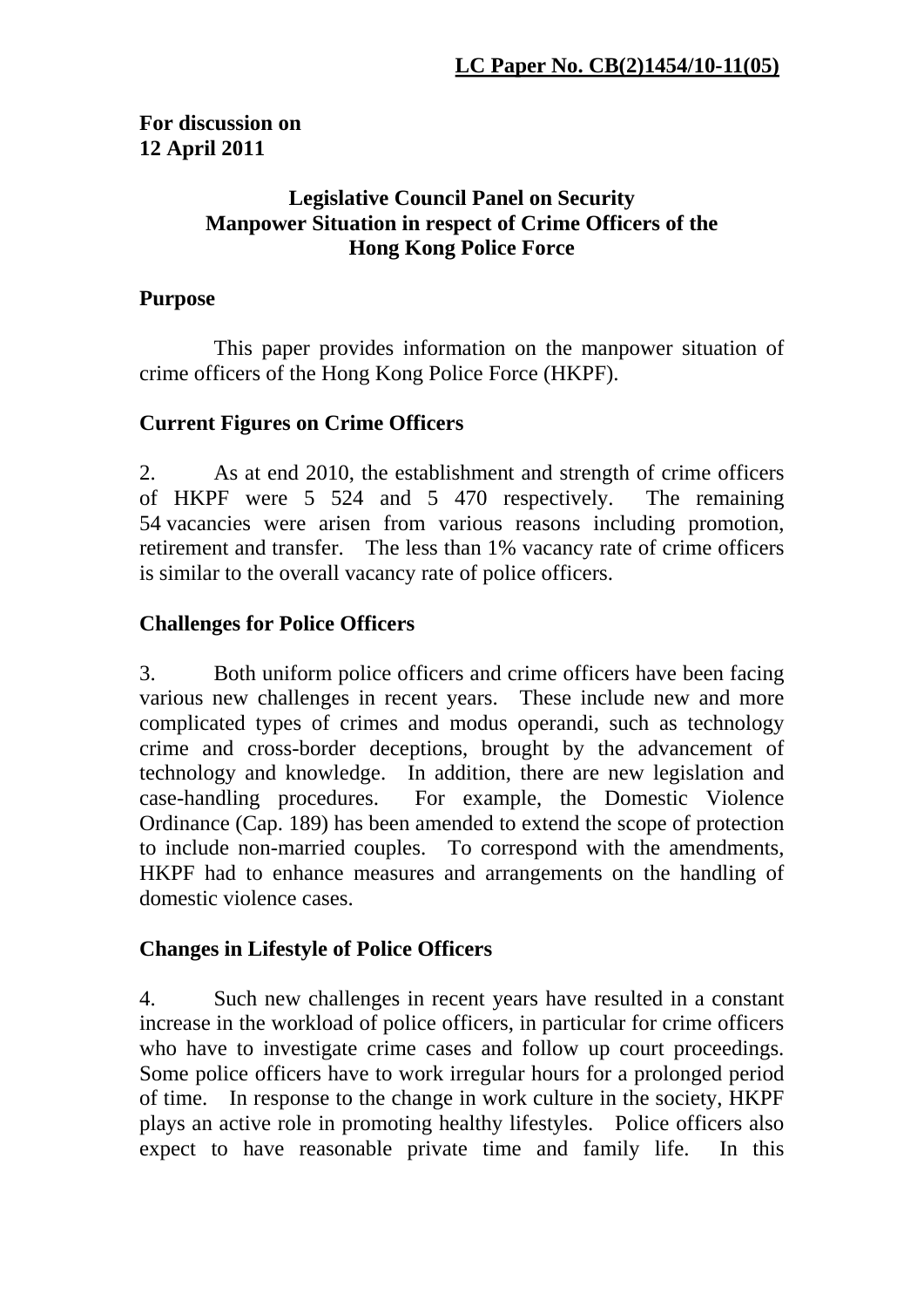**LC Paper No. CB(2)1454/10-11(05)**

**For discussion on**
**12 April 2011**

**Legislative Council Panel on Security**
**Manpower Situation in respect of Crime Officers of the Hong Kong Police Force**

## Purpose

This paper provides information on the manpower situation of crime officers of the Hong Kong Police Force (HKPF).

## Current Figures on Crime Officers

2. As at end 2010, the establishment and strength of crime officers of HKPF were 5 524 and 5 470 respectively. The remaining 54 vacancies were arisen from various reasons including promotion, retirement and transfer. The less than 1% vacancy rate of crime officers is similar to the overall vacancy rate of police officers.

## Challenges for Police Officers

3. Both uniform police officers and crime officers have been facing various new challenges in recent years. These include new and more complicated types of crimes and modus operandi, such as technology crime and cross-border deceptions, brought by the advancement of technology and knowledge. In addition, there are new legislation and case-handling procedures. For example, the Domestic Violence Ordinance (Cap. 189) has been amended to extend the scope of protection to include non-married couples. To correspond with the amendments, HKPF had to enhance measures and arrangements on the handling of domestic violence cases.

## Changes in Lifestyle of Police Officers

4. Such new challenges in recent years have resulted in a constant increase in the workload of police officers, in particular for crime officers who have to investigate crime cases and follow up court proceedings. Some police officers have to work irregular hours for a prolonged period of time. In response to the change in work culture in the society, HKPF plays an active role in promoting healthy lifestyles. Police officers also expect to have reasonable private time and family life. In this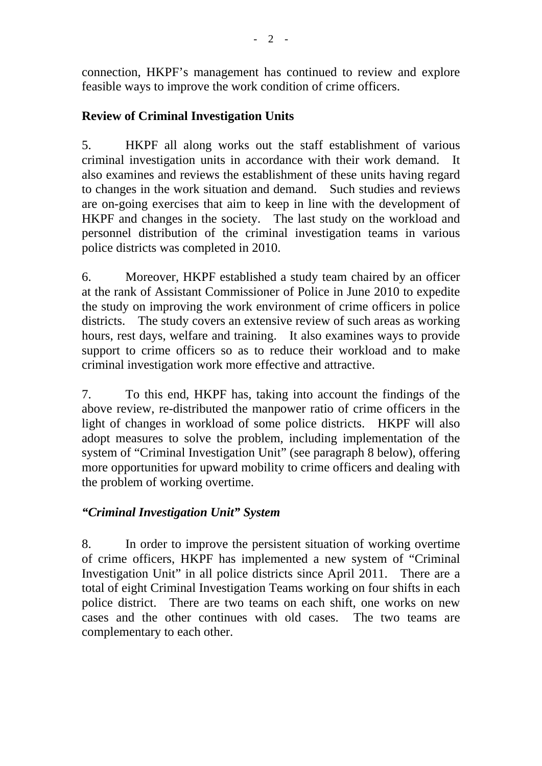connection, HKPF's management has continued to review and explore feasible ways to improve the work condition of crime officers.

**Review of Criminal Investigation Units**

5. HKPF all along works out the staff establishment of various criminal investigation units in accordance with their work demand. It also examines and reviews the establishment of these units having regard to changes in the work situation and demand. Such studies and reviews are on-going exercises that aim to keep in line with the development of HKPF and changes in the society. The last study on the workload and personnel distribution of the criminal investigation teams in various police districts was completed in 2010.

6. Moreover, HKPF established a study team chaired by an officer at the rank of Assistant Commissioner of Police in June 2010 to expedite the study on improving the work environment of crime officers in police districts. The study covers an extensive review of such areas as working hours, rest days, welfare and training. It also examines ways to provide support to crime officers so as to reduce their workload and to make criminal investigation work more effective and attractive.

7. To this end, HKPF has, taking into account the findings of the above review, re-distributed the manpower ratio of crime officers in the light of changes in workload of some police districts. HKPF will also adopt measures to solve the problem, including implementation of the system of "Criminal Investigation Unit" (see paragraph 8 below), offering more opportunities for upward mobility to crime officers and dealing with the problem of working overtime.

***"Criminal Investigation Unit" System***

8. In order to improve the persistent situation of working overtime of crime officers, HKPF has implemented a new system of "Criminal Investigation Unit" in all police districts since April 2011. There are a total of eight Criminal Investigation Teams working on four shifts in each police district. There are two teams on each shift, one works on new cases and the other continues with old cases. The two teams are complementary to each other.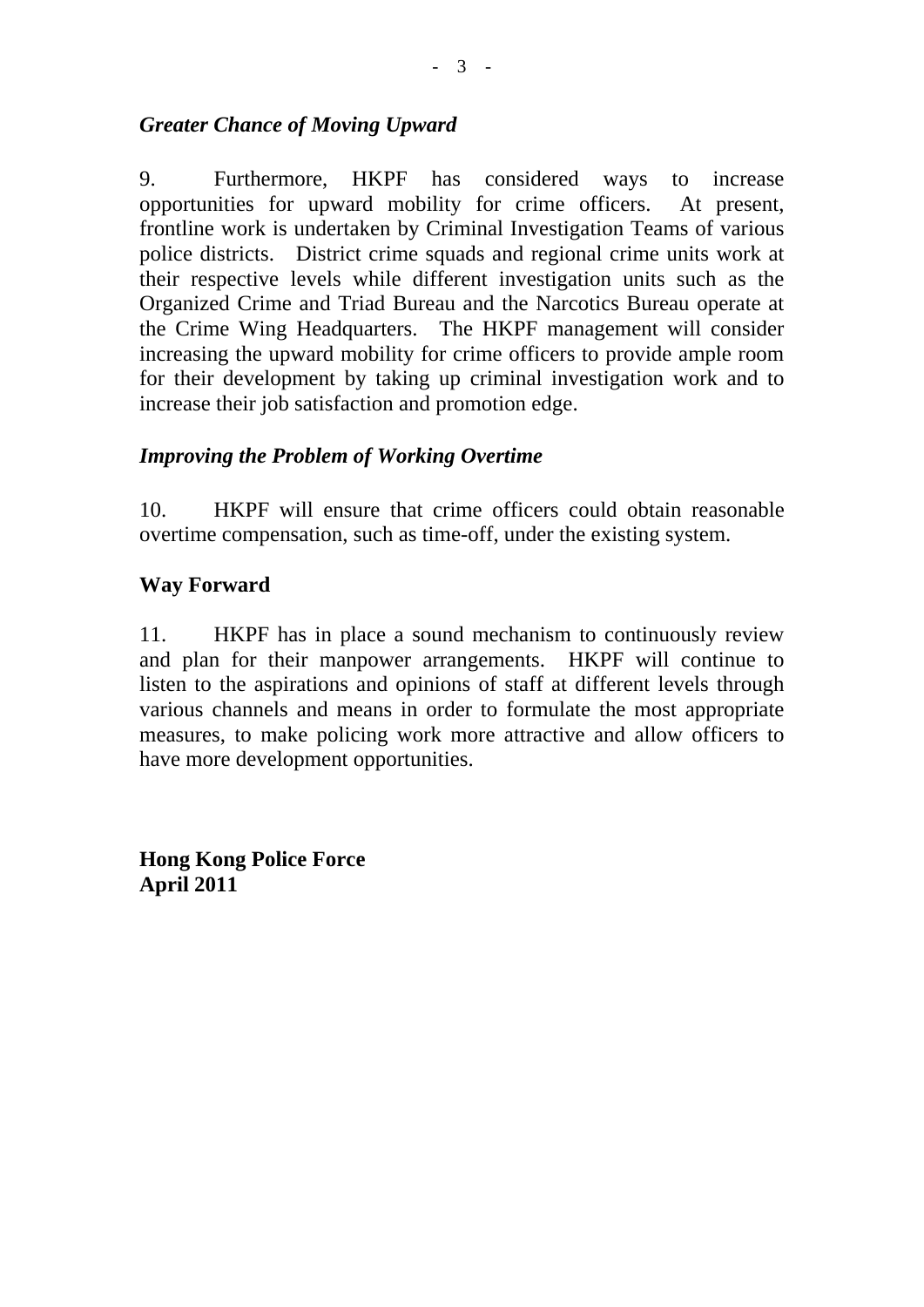*Greater Chance of Moving Upward*

9. Furthermore, HKPF has considered ways to increase opportunities for upward mobility for crime officers. At present, frontline work is undertaken by Criminal Investigation Teams of various police districts. District crime squads and regional crime units work at their respective levels while different investigation units such as the Organized Crime and Triad Bureau and the Narcotics Bureau operate at the Crime Wing Headquarters. The HKPF management will consider increasing the upward mobility for crime officers to provide ample room for their development by taking up criminal investigation work and to increase their job satisfaction and promotion edge.

*Improving the Problem of Working Overtime*

10. HKPF will ensure that crime officers could obtain reasonable overtime compensation, such as time-off, under the existing system.

**Way Forward**

11. HKPF has in place a sound mechanism to continuously review and plan for their manpower arrangements. HKPF will continue to listen to the aspirations and opinions of staff at different levels through various channels and means in order to formulate the most appropriate measures, to make policing work more attractive and allow officers to have more development opportunities.

**Hong Kong Police Force**
**April 2011**